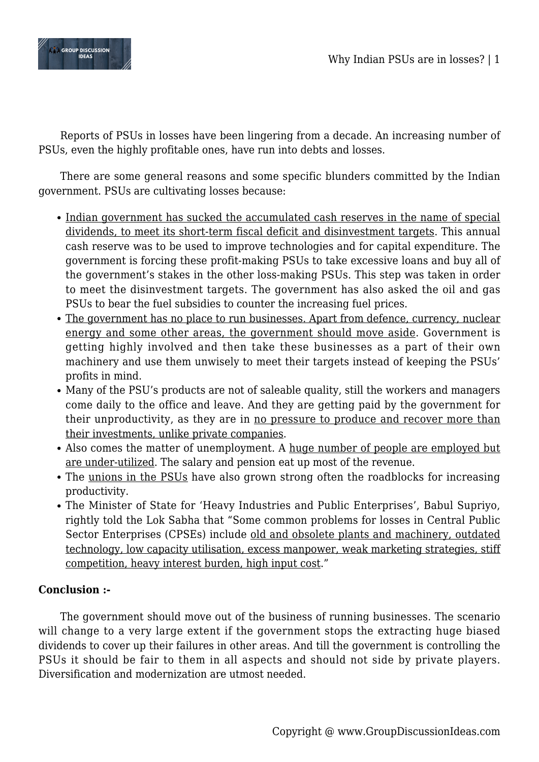Reports of PSUs in losses have been lingering from a decade. An increasing number of PSUs, even the highly profitable ones, have run into debts and losses.

There are some general reasons and some specific blunders committed by the Indian government. PSUs are cultivating losses because:

- Indian government has sucked the accumulated cash reserves in the name of special dividends, to meet its short-term fiscal deficit and disinvestment targets. This annual cash reserve was to be used to improve technologies and for capital expenditure. The government is forcing these profit-making PSUs to take excessive loans and buy all of the government's stakes in the other loss-making PSUs. This step was taken in order to meet the disinvestment targets. The government has also asked the oil and gas PSUs to bear the fuel subsidies to counter the increasing fuel prices.
- The government has no place to run businesses. Apart from defence, currency, nuclear energy and some other areas, the government should move aside. Government is getting highly involved and then take these businesses as a part of their own machinery and use them unwisely to meet their targets instead of keeping the PSUs' profits in mind.
- Many of the PSU's products are not of saleable quality, still the workers and managers come daily to the office and leave. And they are getting paid by the government for their unproductivity, as they are in no pressure to produce and recover more than their investments, unlike private companies.
- Also comes the matter of unemployment. A huge number of people are employed but are under-utilized. The salary and pension eat up most of the revenue.
- The unions in the PSUs have also grown strong often the roadblocks for increasing productivity.
- The Minister of State for 'Heavy Industries and Public Enterprises', Babul Supriyo, rightly told the Lok Sabha that "Some common problems for losses in Central Public Sector Enterprises (CPSEs) include old and obsolete plants and machinery, outdated technology, low capacity utilisation, excess manpower, weak marketing strategies, stiff competition, heavy interest burden, high input cost."

**Conclusion :-**

The government should move out of the business of running businesses. The scenario will change to a very large extent if the government stops the extracting huge biased dividends to cover up their failures in other areas. And till the government is controlling the PSUs it should be fair to them in all aspects and should not side by private players. Diversification and modernization are utmost needed.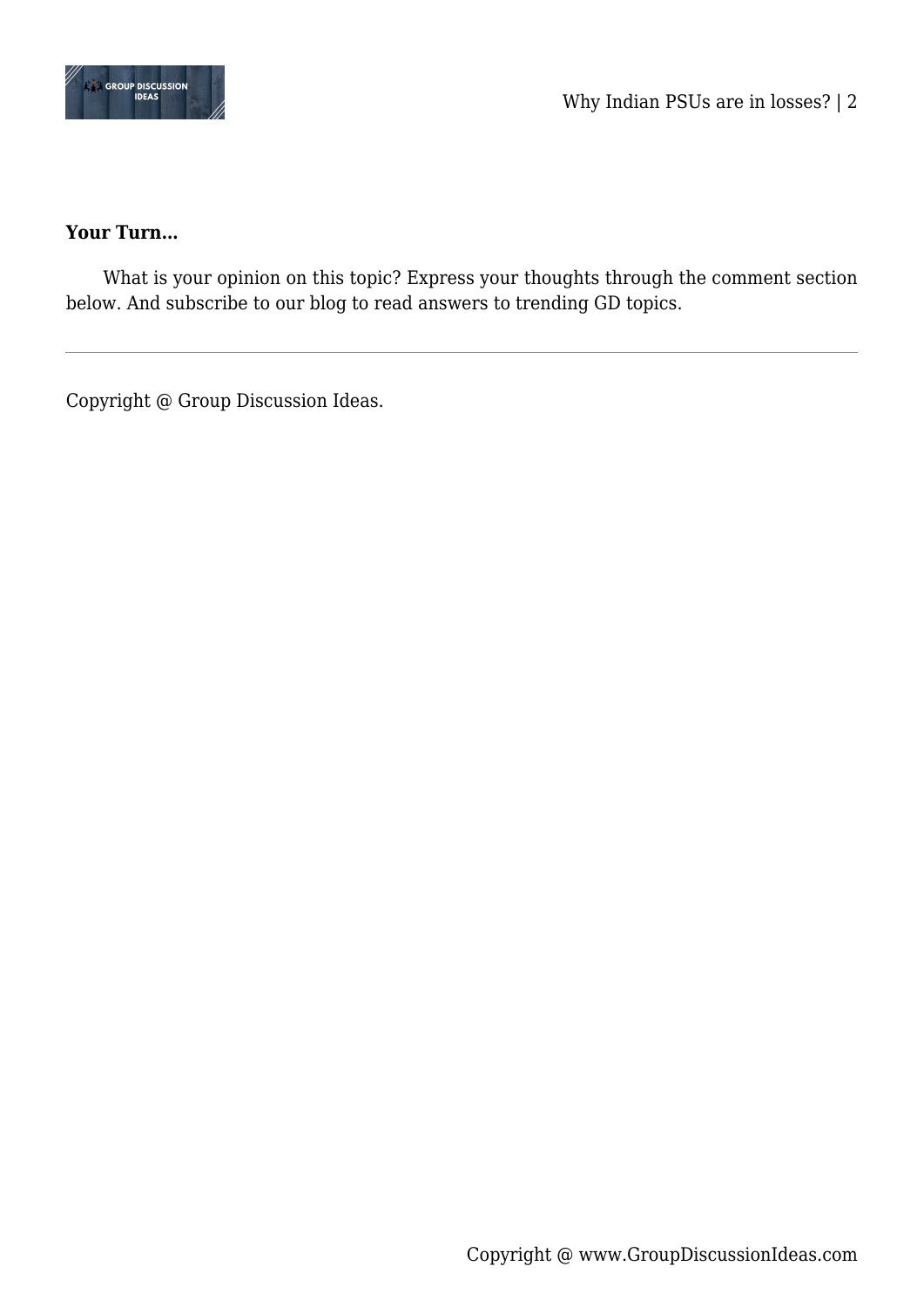**Your Turn…**

What is your opinion on this topic? Express your thoughts through the comment section below. And subscribe to our blog to read answers to trending GD topics.

---

Copyright @ Group Discussion Ideas.